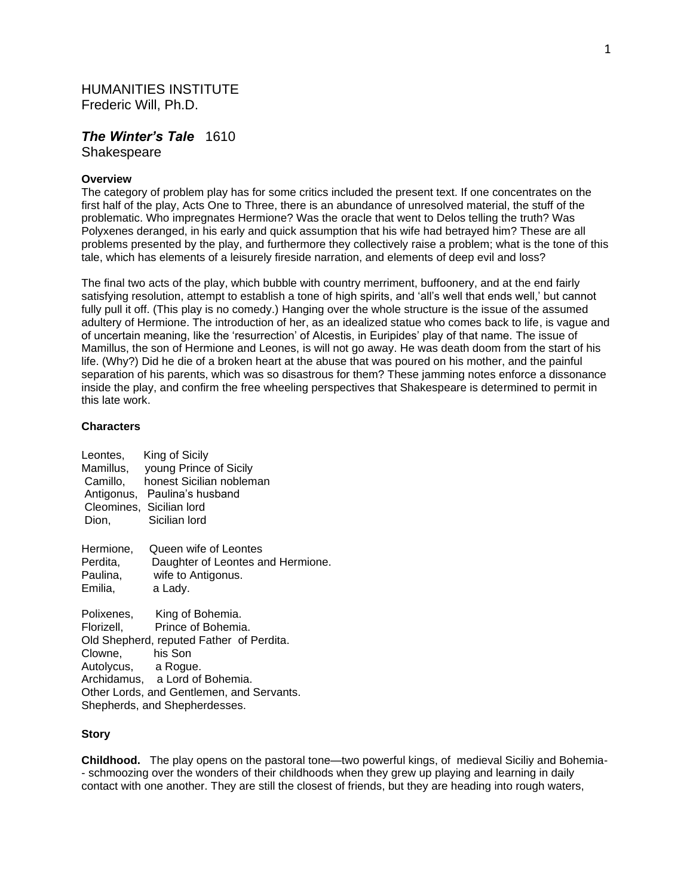HUMANITIES INSTITUTE
Frederic Will, Ph.D.

# *The Winter's Tale* 1610

Shakespeare

**Overview**

The category of problem play has for some critics included the present text. If one concentrates on the first half of the play, Acts One to Three, there is an abundance of unresolved material, the stuff of the problematic. Who impregnates Hermione? Was the oracle that went to Delos telling the truth? Was Polyxenes deranged, in his early and quick assumption that his wife had betrayed him? These are all problems presented by the play, and furthermore they collectively raise a problem; what is the tone of this tale, which has elements of a leisurely fireside narration, and elements of deep evil and loss?

The final two acts of the play, which bubble with country merriment, buffoonery, and at the end fairly satisfying resolution, attempt to establish a tone of high spirits, and 'all's well that ends well,' but cannot fully pull it off. (This play is no comedy.) Hanging over the whole structure is the issue of the assumed adultery of Hermione. The introduction of her, as an idealized statue who comes back to life, is vague and of uncertain meaning, like the 'resurrection' of Alcestis, in Euripides' play of that name. The issue of Mamillus, the son of Hermione and Leones, is will not go away. He was death doom from the start of his life. (Why?) Did he die of a broken heart at the abuse that was poured on his mother, and the painful separation of his parents, which was so disastrous for them? These jamming notes enforce a dissonance inside the play, and confirm the free wheeling perspectives that Shakespeare is determined to permit in this late work.

**Characters**

Leontes, King of Sicily
Mamillus, young Prince of Sicily
Camillo, honest Sicilian nobleman
Antigonus, Paulina's husband
Cleomines, Sicilian lord
Dion, Sicilian lord

Hermione, Queen wife of Leontes
Perdita, Daughter of Leontes and Hermione.
Paulina, wife to Antigonus.
Emilia, a Lady.

Polixenes, King of Bohemia.
Florizell, Prince of Bohemia.
Old Shepherd, reputed Father of Perdita.
Clowne, his Son
Autolycus, a Rogue.
Archidamus, a Lord of Bohemia.
Other Lords, and Gentlemen, and Servants.
Shepherds, and Shepherdesses.

**Story**

**Childhood.** The play opens on the pastoral tone—two powerful kings, of medieval Siciliy and Bohemia-- schmoozing over the wonders of their childhoods when they grew up playing and learning in daily contact with one another. They are still the closest of friends, but they are heading into rough waters,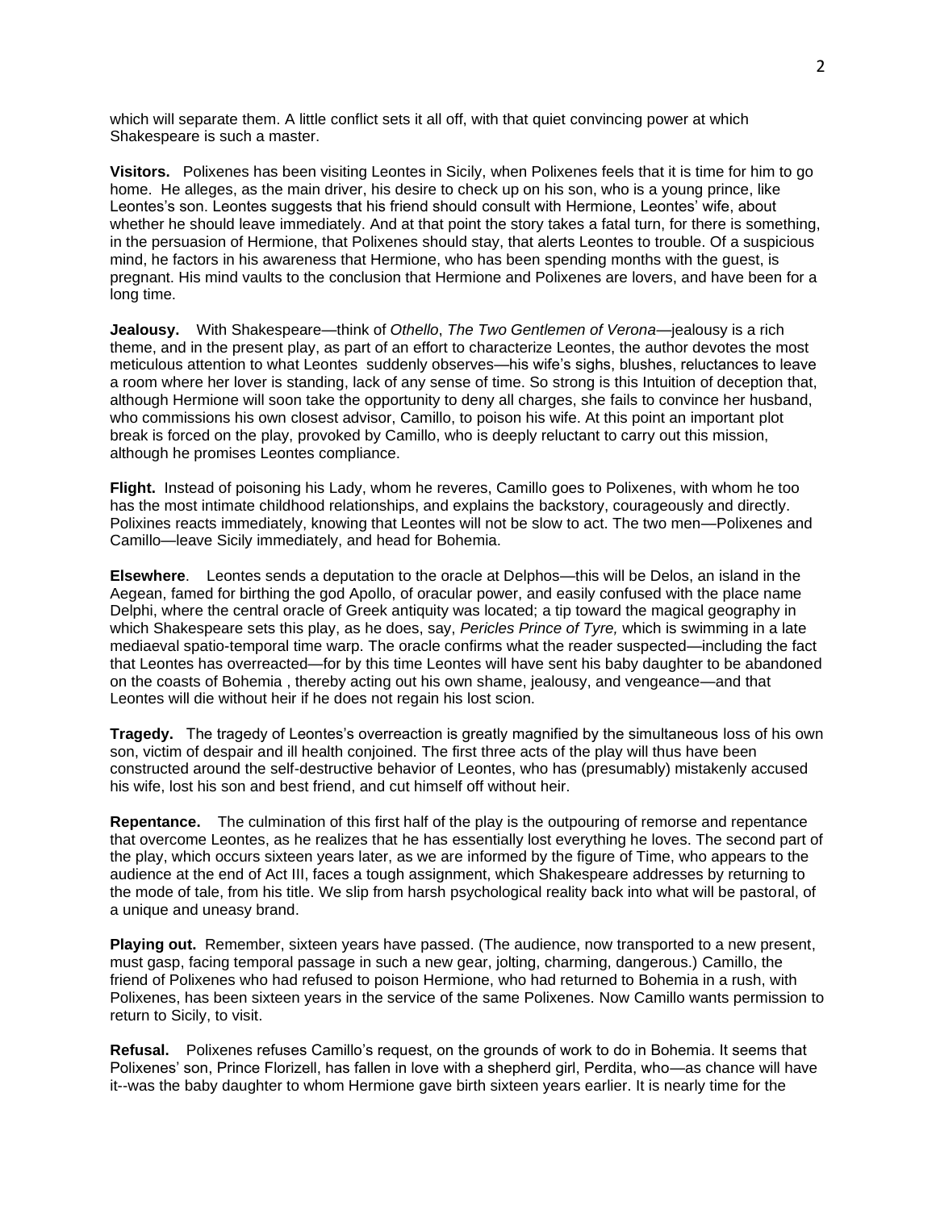which will separate them. A little conflict sets it all off, with that quiet convincing power at which Shakespeare is such a master.

**Visitors.** Polixenes has been visiting Leontes in Sicily, when Polixenes feels that it is time for him to go home. He alleges, as the main driver, his desire to check up on his son, who is a young prince, like Leontes's son. Leontes suggests that his friend should consult with Hermione, Leontes' wife, about whether he should leave immediately. And at that point the story takes a fatal turn, for there is something, in the persuasion of Hermione, that Polixenes should stay, that alerts Leontes to trouble. Of a suspicious mind, he factors in his awareness that Hermione, who has been spending months with the guest, is pregnant. His mind vaults to the conclusion that Hermione and Polixenes are lovers, and have been for a long time.

**Jealousy.** With Shakespeare—think of *Othello*, *The Two Gentlemen of Verona*—jealousy is a rich theme, and in the present play, as part of an effort to characterize Leontes, the author devotes the most meticulous attention to what Leontes suddenly observes—his wife's sighs, blushes, reluctances to leave a room where her lover is standing, lack of any sense of time. So strong is this Intuition of deception that, although Hermione will soon take the opportunity to deny all charges, she fails to convince her husband, who commissions his own closest advisor, Camillo, to poison his wife. At this point an important plot break is forced on the play, provoked by Camillo, who is deeply reluctant to carry out this mission, although he promises Leontes compliance.

**Flight.** Instead of poisoning his Lady, whom he reveres, Camillo goes to Polixenes, with whom he too has the most intimate childhood relationships, and explains the backstory, courageously and directly. Polixines reacts immediately, knowing that Leontes will not be slow to act. The two men—Polixenes and Camillo—leave Sicily immediately, and head for Bohemia.

**Elsewhere**. Leontes sends a deputation to the oracle at Delphos—this will be Delos, an island in the Aegean, famed for birthing the god Apollo, of oracular power, and easily confused with the place name Delphi, where the central oracle of Greek antiquity was located; a tip toward the magical geography in which Shakespeare sets this play, as he does, say, *Pericles Prince of Tyre,* which is swimming in a late mediaeval spatio-temporal time warp. The oracle confirms what the reader suspected—including the fact that Leontes has overreacted—for by this time Leontes will have sent his baby daughter to be abandoned on the coasts of Bohemia , thereby acting out his own shame, jealousy, and vengeance—and that Leontes will die without heir if he does not regain his lost scion.

**Tragedy.** The tragedy of Leontes's overreaction is greatly magnified by the simultaneous loss of his own son, victim of despair and ill health conjoined. The first three acts of the play will thus have been constructed around the self-destructive behavior of Leontes, who has (presumably) mistakenly accused his wife, lost his son and best friend, and cut himself off without heir.

**Repentance.** The culmination of this first half of the play is the outpouring of remorse and repentance that overcome Leontes, as he realizes that he has essentially lost everything he loves. The second part of the play, which occurs sixteen years later, as we are informed by the figure of Time, who appears to the audience at the end of Act III, faces a tough assignment, which Shakespeare addresses by returning to the mode of tale, from his title. We slip from harsh psychological reality back into what will be pastoral, of a unique and uneasy brand.

**Playing out.** Remember, sixteen years have passed. (The audience, now transported to a new present, must gasp, facing temporal passage in such a new gear, jolting, charming, dangerous.) Camillo, the friend of Polixenes who had refused to poison Hermione, who had returned to Bohemia in a rush, with Polixenes, has been sixteen years in the service of the same Polixenes. Now Camillo wants permission to return to Sicily, to visit.

**Refusal.** Polixenes refuses Camillo's request, on the grounds of work to do in Bohemia. It seems that Polixenes' son, Prince Florizell, has fallen in love with a shepherd girl, Perdita, who—as chance will have it--was the baby daughter to whom Hermione gave birth sixteen years earlier. It is nearly time for the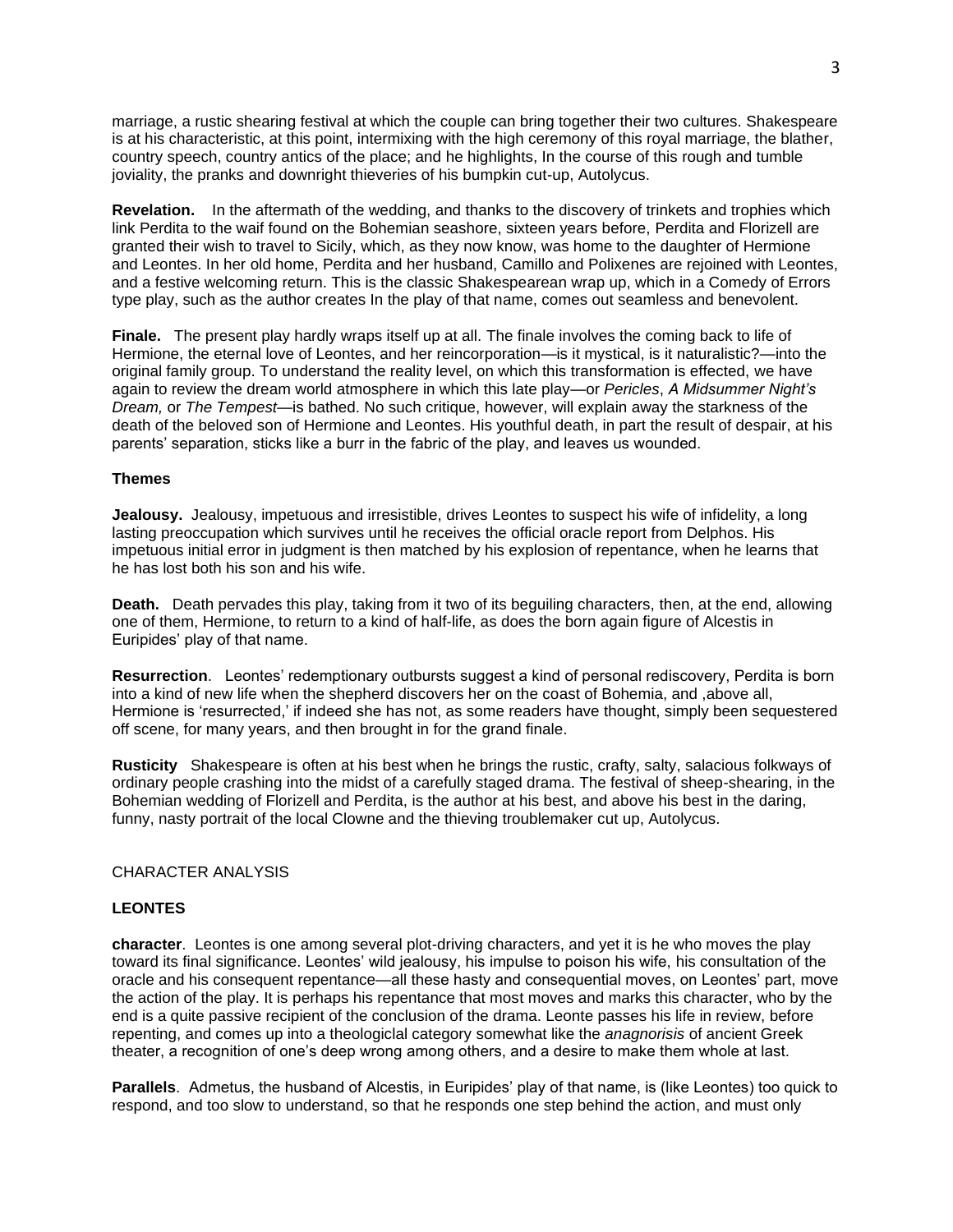marriage, a rustic shearing festival at which the couple can bring together their two cultures. Shakespeare is at his characteristic, at this point, intermixing with the high ceremony of this royal marriage, the blather, country speech, country antics of the place; and he highlights, In the course of this rough and tumble joviality, the pranks and downright thieveries of his bumpkin cut-up, Autolycus.

**Revelation.** In the aftermath of the wedding, and thanks to the discovery of trinkets and trophies which link Perdita to the waif found on the Bohemian seashore, sixteen years before, Perdita and Florizell are granted their wish to travel to Sicily, which, as they now know, was home to the daughter of Hermione and Leontes. In her old home, Perdita and her husband, Camillo and Polixenes are rejoined with Leontes, and a festive welcoming return. This is the classic Shakespearean wrap up, which in a Comedy of Errors type play, such as the author creates In the play of that name, comes out seamless and benevolent.

**Finale.** The present play hardly wraps itself up at all. The finale involves the coming back to life of Hermione, the eternal love of Leontes, and her reincorporation—is it mystical, is it naturalistic?—into the original family group. To understand the reality level, on which this transformation is effected, we have again to review the dream world atmosphere in which this late play—or *Pericles*, *A Midsummer Night's Dream,* or *The Tempest*—is bathed. No such critique, however, will explain away the starkness of the death of the beloved son of Hermione and Leontes. His youthful death, in part the result of despair, at his parents' separation, sticks like a burr in the fabric of the play, and leaves us wounded.

### Themes

**Jealousy.** Jealousy, impetuous and irresistible, drives Leontes to suspect his wife of infidelity, a long lasting preoccupation which survives until he receives the official oracle report from Delphos. His impetuous initial error in judgment is then matched by his explosion of repentance, when he learns that he has lost both his son and his wife.

**Death.** Death pervades this play, taking from it two of its beguiling characters, then, at the end, allowing one of them, Hermione, to return to a kind of half-life, as does the born again figure of Alcestis in Euripides' play of that name.

**Resurrection**. Leontes' redemptionary outbursts suggest a kind of personal rediscovery, Perdita is born into a kind of new life when the shepherd discovers her on the coast of Bohemia, and ,above all, Hermione is 'resurrected,' if indeed she has not, as some readers have thought, simply been sequestered off scene, for many years, and then brought in for the grand finale.

**Rusticity** Shakespeare is often at his best when he brings the rustic, crafty, salty, salacious folkways of ordinary people crashing into the midst of a carefully staged drama. The festival of sheep-shearing, in the Bohemian wedding of Florizell and Perdita, is the author at his best, and above his best in the daring, funny, nasty portrait of the local Clowne and the thieving troublemaker cut up, Autolycus.

## CHARACTER ANALYSIS

### LEONTES

**character**. Leontes is one among several plot-driving characters, and yet it is he who moves the play toward its final significance. Leontes' wild jealousy, his impulse to poison his wife, his consultation of the oracle and his consequent repentance—all these hasty and consequential moves, on Leontes' part, move the action of the play. It is perhaps his repentance that most moves and marks this character, who by the end is a quite passive recipient of the conclusion of the drama. Leonte passes his life in review, before repenting, and comes up into a theologiclal category somewhat like the *anagnorisis* of ancient Greek theater, a recognition of one's deep wrong among others, and a desire to make them whole at last.

**Parallels**. Admetus, the husband of Alcestis, in Euripides' play of that name, is (like Leontes) too quick to respond, and too slow to understand, so that he responds one step behind the action, and must only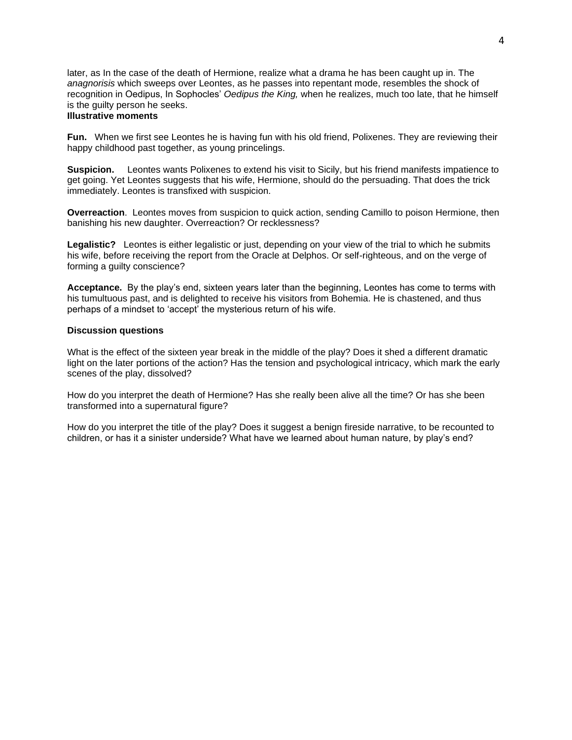later, as In the case of the death of Hermione, realize what a drama he has been caught up in. The *anagnorisis* which sweeps over Leontes, as he passes into repentant mode, resembles the shock of recognition in Oedipus, In Sophocles' *Oedipus the King,* when he realizes, much too late, that he himself is the guilty person he seeks.

**Illustrative moments**

**Fun.** When we first see Leontes he is having fun with his old friend, Polixenes. They are reviewing their happy childhood past together, as young princelings.

**Suspicion.** Leontes wants Polixenes to extend his visit to Sicily, but his friend manifests impatience to get going. Yet Leontes suggests that his wife, Hermione, should do the persuading. That does the trick immediately. Leontes is transfixed with suspicion.

**Overreaction**. Leontes moves from suspicion to quick action, sending Camillo to poison Hermione, then banishing his new daughter. Overreaction? Or recklessness?

**Legalistic?** Leontes is either legalistic or just, depending on your view of the trial to which he submits his wife, before receiving the report from the Oracle at Delphos. Or self-righteous, and on the verge of forming a guilty conscience?

**Acceptance.** By the play's end, sixteen years later than the beginning, Leontes has come to terms with his tumultuous past, and is delighted to receive his visitors from Bohemia. He is chastened, and thus perhaps of a mindset to 'accept' the mysterious return of his wife.

**Discussion questions**

What is the effect of the sixteen year break in the middle of the play? Does it shed a different dramatic light on the later portions of the action? Has the tension and psychological intricacy, which mark the early scenes of the play, dissolved?

How do you interpret the death of Hermione? Has she really been alive all the time? Or has she been transformed into a supernatural figure?

How do you interpret the title of the play? Does it suggest a benign fireside narrative, to be recounted to children, or has it a sinister underside? What have we learned about human nature, by play's end?